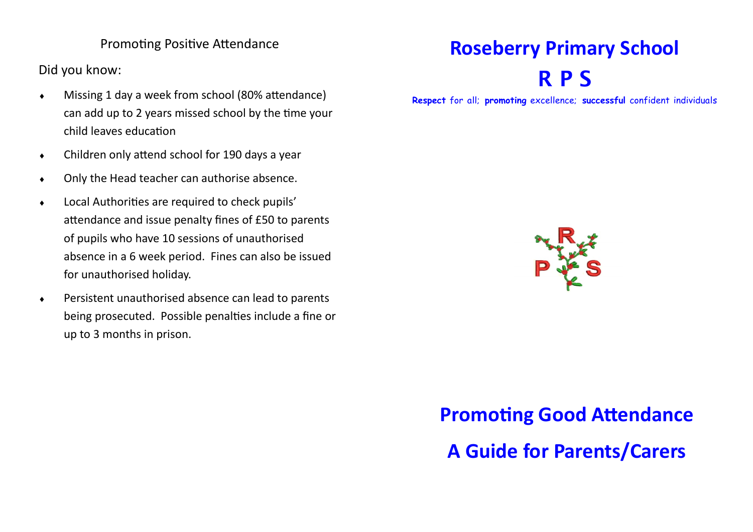## Promoting Positive Attendance

Did you know:

- Missing 1 day a week from school (80% attendance) can add up to 2 years missed school by the time your child leaves education
- Children only attend school for 190 days a year
- Only the Head teacher can authorise absence.
- Local Authorities are required to check pupils' attendance and issue penalty fines of £50 to parents of pupils who have 10 sessions of unauthorised absence in a 6 week period. Fines can also be issued for unauthorised holiday.
- Persistent unauthorised absence can lead to parents being prosecuted. Possible penalties include a fine or up to 3 months in prison.

# Roseberry Primary School

# R P S

**Respect** for all; **promoting** excellence; **successful** confident individuals

# Promoting Good Attendance

# A Guide for Parents/Carers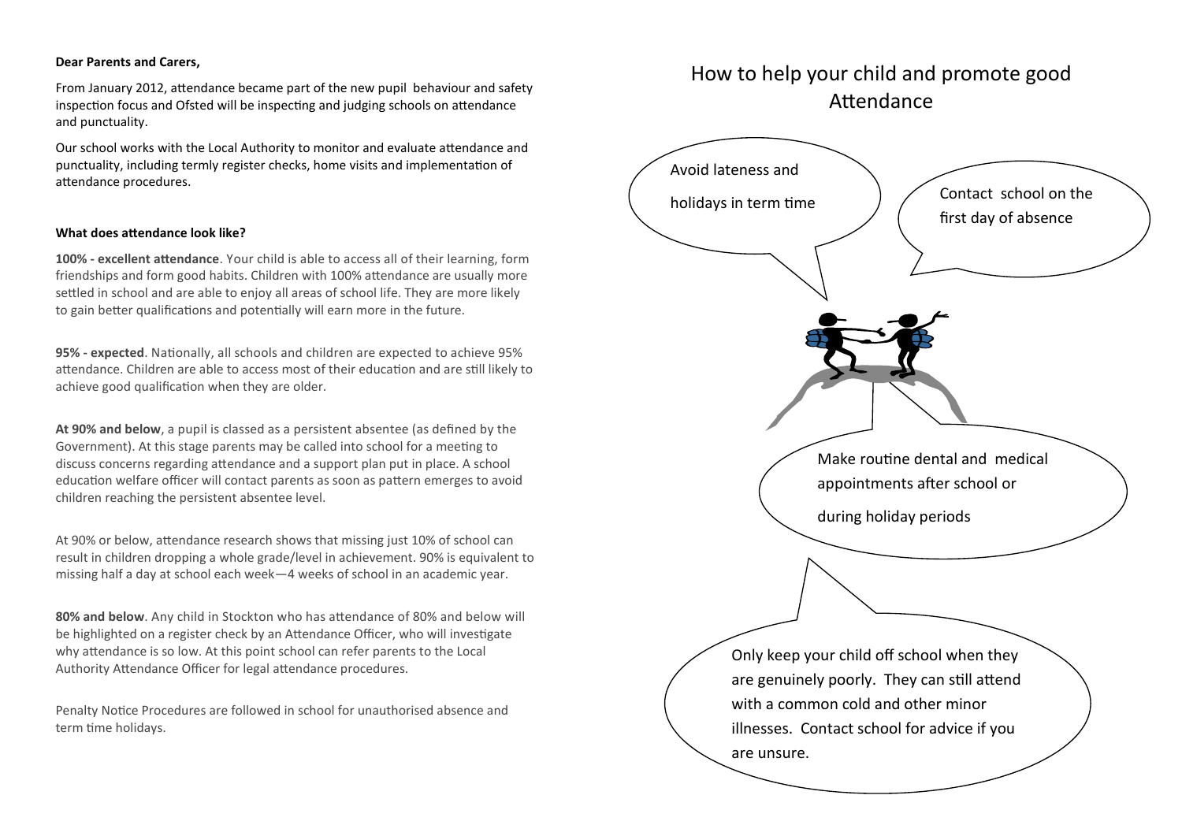**Dear Parents and Carers,**

From January 2012, attendance became part of the new pupil behaviour and safety inspection focus and Ofsted will be inspecting and judging schools on attendance and punctuality.

Our school works with the Local Authority to monitor and evaluate attendance and punctuality, including termly register checks, home visits and implementation of attendance procedures.

**What does attendance look like?**

**100% - excellent attendance**. Your child is able to access all of their learning, form friendships and form good habits. Children with 100% attendance are usually more settled in school and are able to enjoy all areas of school life. They are more likely to gain better qualifications and potentially will earn more in the future.

**95% - expected**. Nationally, all schools and children are expected to achieve 95% attendance. Children are able to access most of their education and are still likely to achieve good qualification when they are older.

**At 90% and below**, a pupil is classed as a persistent absentee (as defined by the Government). At this stage parents may be called into school for a meeting to discuss concerns regarding attendance and a support plan put in place. A school education welfare officer will contact parents as soon as pattern emerges to avoid children reaching the persistent absentee level.

At 90% or below, attendance research shows that missing just 10% of school can result in children dropping a whole grade/level in achievement. 90% is equivalent to missing half a day at school each week—4 weeks of school in an academic year.

**80% and below**. Any child in Stockton who has attendance of 80% and below will be highlighted on a register check by an Attendance Officer, who will investigate why attendance is so low. At this point school can refer parents to the Local Authority Attendance Officer for legal attendance procedures.

Penalty Notice Procedures are followed in school for unauthorised absence and term time holidays.

# How to help your child and promote good Attendance

Avoid lateness and holidays in term time

Contact school on the first day of absence

Make routine dental and medical appointments after school or during holiday periods

Only keep your child off school when they are genuinely poorly. They can still attend with a common cold and other minor illnesses. Contact school for advice if you are unsure.